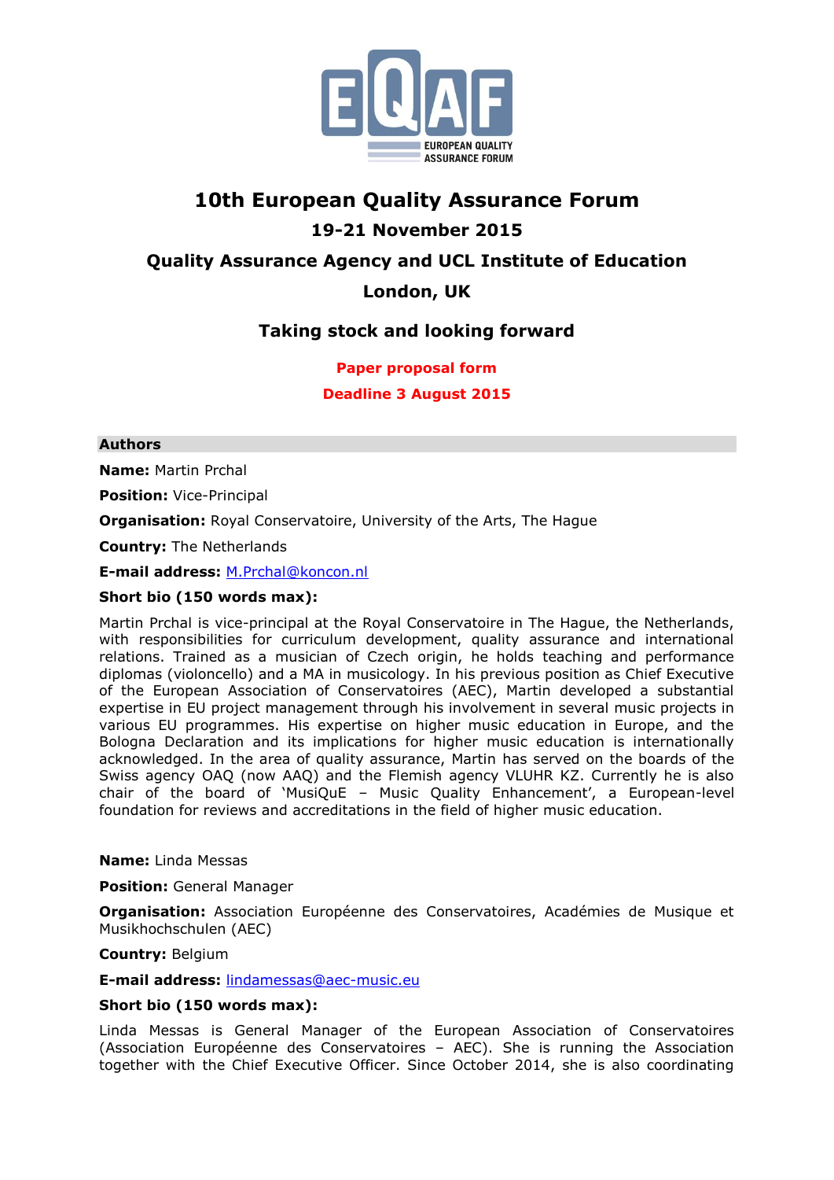# 10th European Quality Assurance Forum

## 19-21 November 2015

## Quality Assurance Agency and UCL Institute of Education

## London, UK

### Taking stock and looking forward

**Paper proposal form**

**Deadline 3 August 2015**

**Authors**

**Name:** Martin Prchal

**Position:** Vice-Principal

**Organisation:** Royal Conservatoire, University of the Arts, The Hague

**Country:** The Netherlands

**E-mail address:** M.Prchal@koncon.nl

**Short bio (150 words max):**

Martin Prchal is vice-principal at the Royal Conservatoire in The Hague, the Netherlands, with responsibilities for curriculum development, quality assurance and international relations. Trained as a musician of Czech origin, he holds teaching and performance diplomas (violoncello) and a MA in musicology. In his previous position as Chief Executive of the European Association of Conservatoires (AEC), Martin developed a substantial expertise in EU project management through his involvement in several music projects in various EU programmes. His expertise on higher music education in Europe, and the Bologna Declaration and its implications for higher music education is internationally acknowledged. In the area of quality assurance, Martin has served on the boards of the Swiss agency OAQ (now AAQ) and the Flemish agency VLUHR KZ. Currently he is also chair of the board of 'MusiQuE – Music Quality Enhancement', a European-level foundation for reviews and accreditations in the field of higher music education.

**Name:** Linda Messas

**Position:** General Manager

**Organisation:** Association Européenne des Conservatoires, Académies de Musique et Musikhochschulen (AEC)

**Country:** Belgium

**E-mail address:** lindamessas@aec-music.eu

**Short bio (150 words max):**

Linda Messas is General Manager of the European Association of Conservatoires (Association Européenne des Conservatoires – AEC). She is running the Association together with the Chief Executive Officer. Since October 2014, she is also coordinating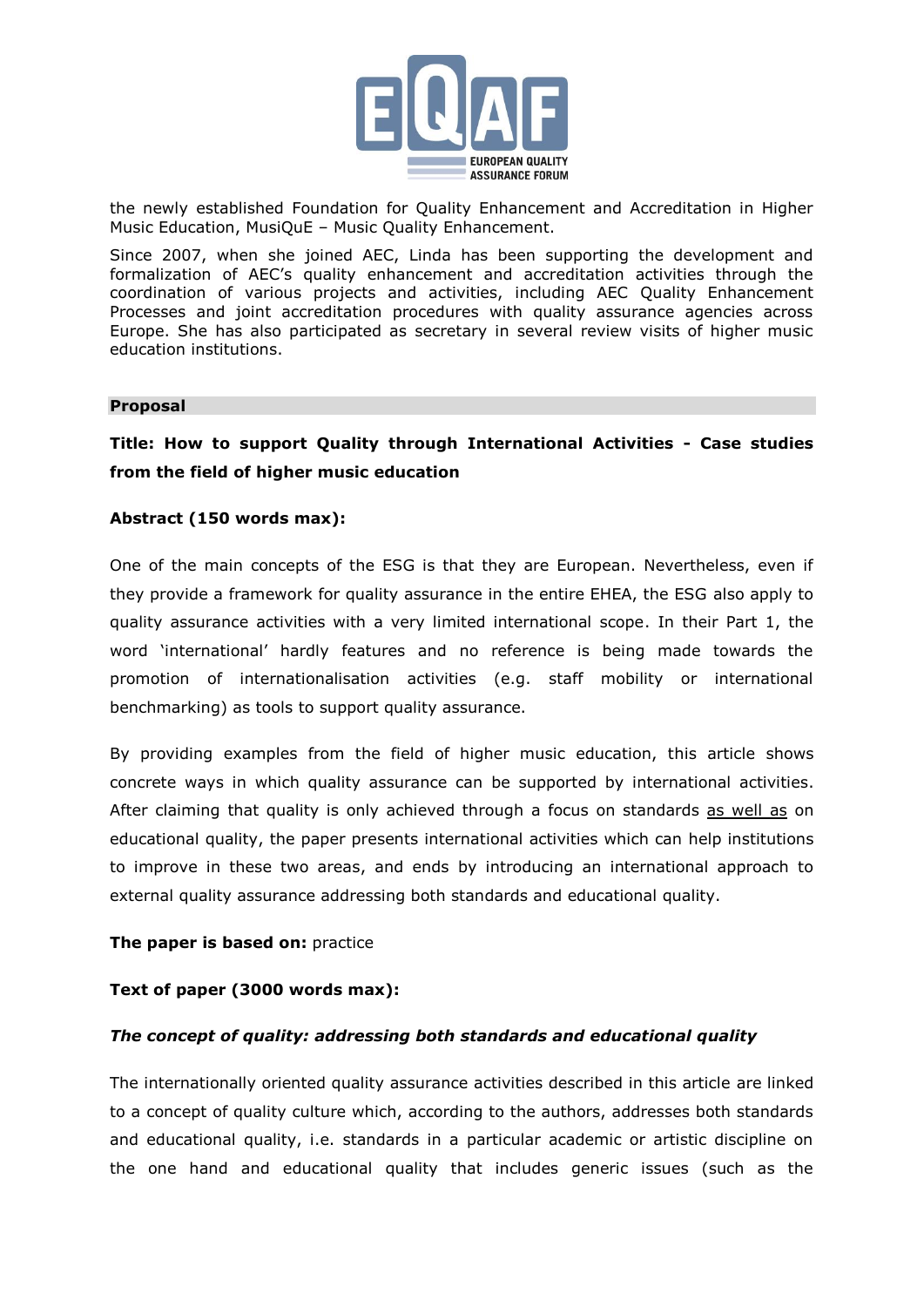the newly established Foundation for Quality Enhancement and Accreditation in Higher Music Education, MusiQuE – Music Quality Enhancement.

Since 2007, when she joined AEC, Linda has been supporting the development and formalization of AEC's quality enhancement and accreditation activities through the coordination of various projects and activities, including AEC Quality Enhancement Processes and joint accreditation procedures with quality assurance agencies across Europe. She has also participated as secretary in several review visits of higher music education institutions.

## Proposal

**Title: How to support Quality through International Activities - Case studies from the field of higher music education**

**Abstract (150 words max):**

One of the main concepts of the ESG is that they are European. Nevertheless, even if they provide a framework for quality assurance in the entire EHEA, the ESG also apply to quality assurance activities with a very limited international scope. In their Part 1, the word 'international' hardly features and no reference is being made towards the promotion of internationalisation activities (e.g. staff mobility or international benchmarking) as tools to support quality assurance.

By providing examples from the field of higher music education, this article shows concrete ways in which quality assurance can be supported by international activities. After claiming that quality is only achieved through a focus on standards as well as on educational quality, the paper presents international activities which can help institutions to improve in these two areas, and ends by introducing an international approach to external quality assurance addressing both standards and educational quality.

**The paper is based on:** practice

**Text of paper (3000 words max):**

***The concept of quality: addressing both standards and educational quality***

The internationally oriented quality assurance activities described in this article are linked to a concept of quality culture which, according to the authors, addresses both standards and educational quality, i.e. standards in a particular academic or artistic discipline on the one hand and educational quality that includes generic issues (such as the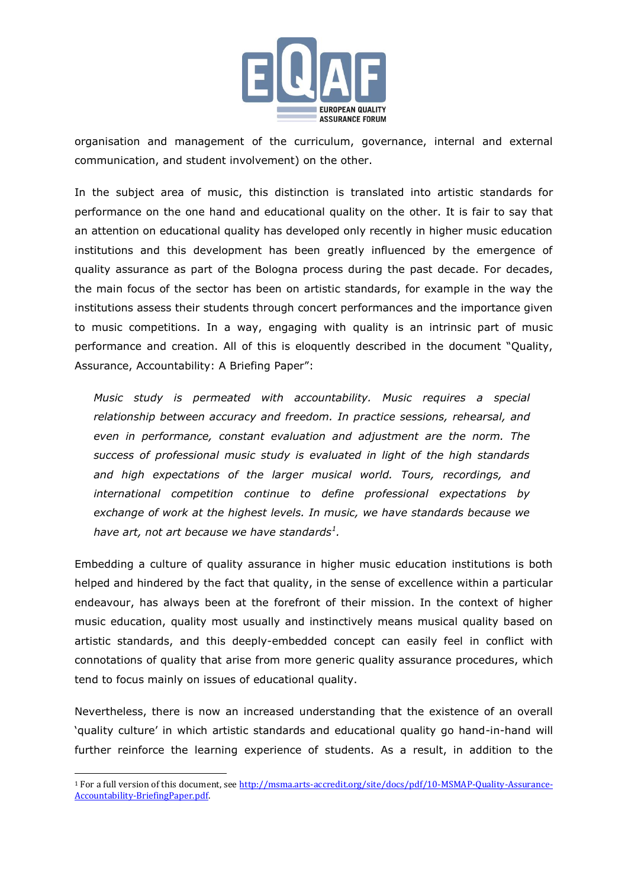organisation and management of the curriculum, governance, internal and external communication, and student involvement) on the other.

In the subject area of music, this distinction is translated into artistic standards for performance on the one hand and educational quality on the other. It is fair to say that an attention on educational quality has developed only recently in higher music education institutions and this development has been greatly influenced by the emergence of quality assurance as part of the Bologna process during the past decade. For decades, the main focus of the sector has been on artistic standards, for example in the way the institutions assess their students through concert performances and the importance given to music competitions. In a way, engaging with quality is an intrinsic part of music performance and creation. All of this is eloquently described in the document "Quality, Assurance, Accountability: A Briefing Paper":

> *Music study is permeated with accountability. Music requires a special relationship between accuracy and freedom. In practice sessions, rehearsal, and even in performance, constant evaluation and adjustment are the norm. The success of professional music study is evaluated in light of the high standards and high expectations of the larger musical world. Tours, recordings, and international competition continue to define professional expectations by exchange of work at the highest levels. In music, we have standards because we have art, not art because we have standards*[1].

Embedding a culture of quality assurance in higher music education institutions is both helped and hindered by the fact that quality, in the sense of excellence within a particular endeavour, has always been at the forefront of their mission. In the context of higher music education, quality most usually and instinctively means musical quality based on artistic standards, and this deeply-embedded concept can easily feel in conflict with connotations of quality that arise from more generic quality assurance procedures, which tend to focus mainly on issues of educational quality.

Nevertheless, there is now an increased understanding that the existence of an overall 'quality culture' in which artistic standards and educational quality go hand-in-hand will further reinforce the learning experience of students. As a result, in addition to the

---

[1] For a full version of this document, see http://msma.arts-accredit.org/site/docs/pdf/10-MSMAP-Quality-Assurance-Accountability-BriefingPaper.pdf.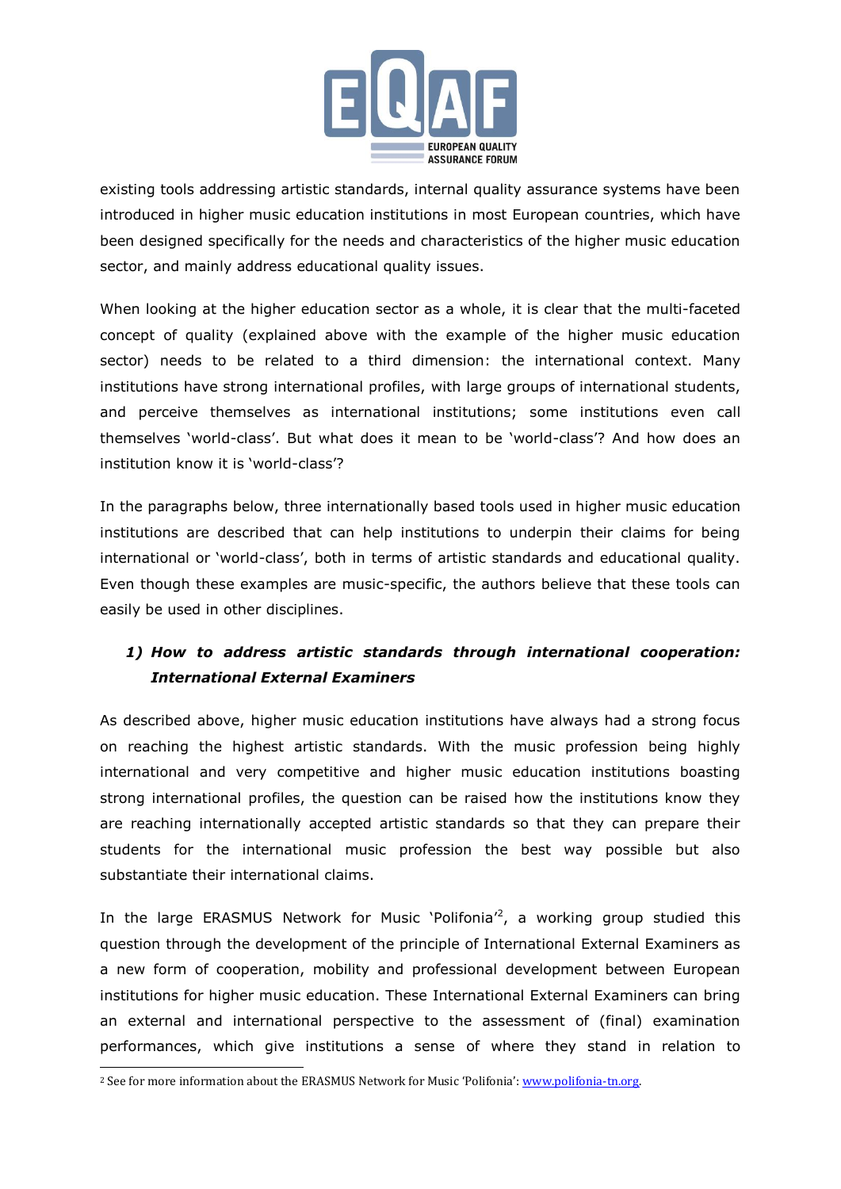existing tools addressing artistic standards, internal quality assurance systems have been introduced in higher music education institutions in most European countries, which have been designed specifically for the needs and characteristics of the higher music education sector, and mainly address educational quality issues.

When looking at the higher education sector as a whole, it is clear that the multi-faceted concept of quality (explained above with the example of the higher music education sector) needs to be related to a third dimension: the international context. Many institutions have strong international profiles, with large groups of international students, and perceive themselves as international institutions; some institutions even call themselves 'world-class'. But what does it mean to be 'world-class'? And how does an institution know it is 'world-class'?

In the paragraphs below, three internationally based tools used in higher music education institutions are described that can help institutions to underpin their claims for being international or 'world-class', both in terms of artistic standards and educational quality. Even though these examples are music-specific, the authors believe that these tools can easily be used in other disciplines.

### *1) How to address artistic standards through international cooperation: International External Examiners*

As described above, higher music education institutions have always had a strong focus on reaching the highest artistic standards. With the music profession being highly international and very competitive and higher music education institutions boasting strong international profiles, the question can be raised how the institutions know they are reaching internationally accepted artistic standards so that they can prepare their students for the international music profession the best way possible but also substantiate their international claims.

In the large ERASMUS Network for Music 'Polifonia'[2], a working group studied this question through the development of the principle of International External Examiners as a new form of cooperation, mobility and professional development between European institutions for higher music education. These International External Examiners can bring an external and international perspective to the assessment of (final) examination performances, which give institutions a sense of where they stand in relation to

[2] See for more information about the ERASMUS Network for Music 'Polifonia': www.polifonia-tn.org.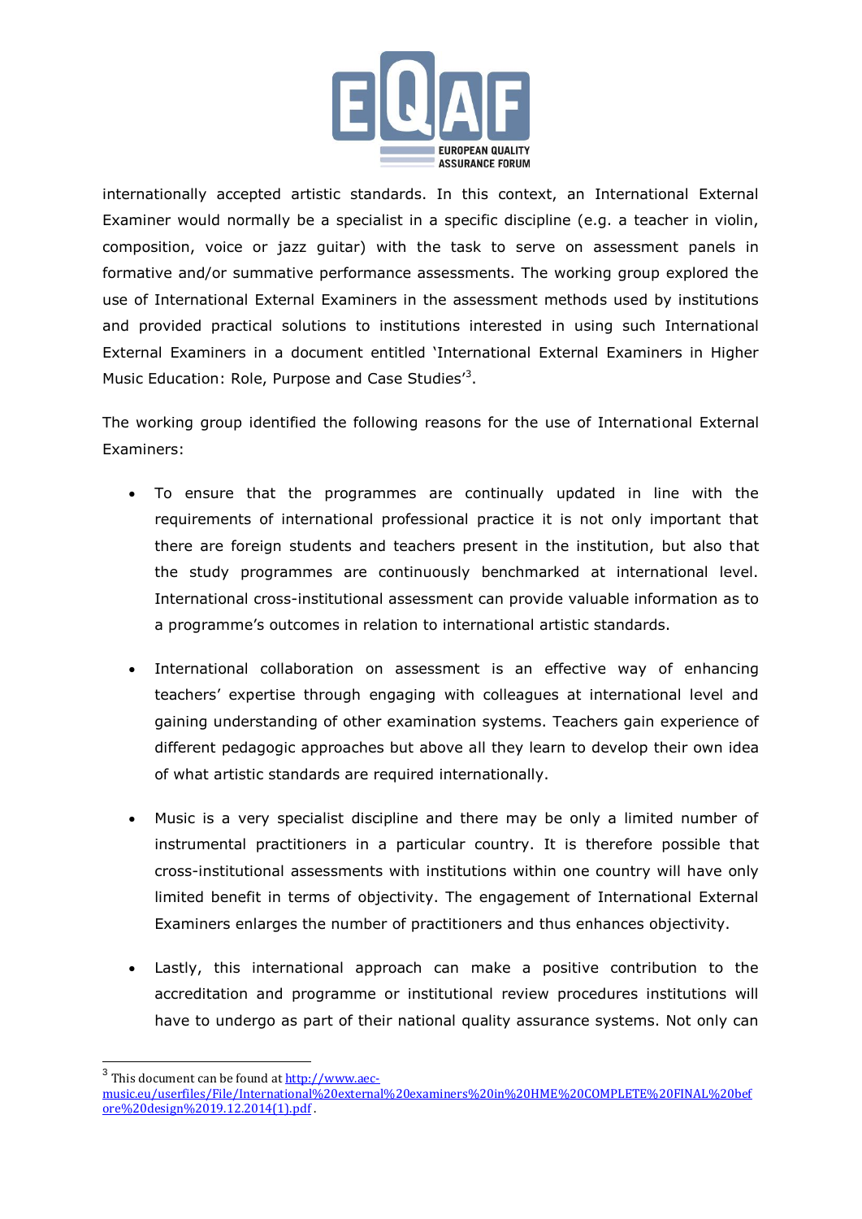internationally accepted artistic standards. In this context, an International External Examiner would normally be a specialist in a specific discipline (e.g. a teacher in violin, composition, voice or jazz guitar) with the task to serve on assessment panels in formative and/or summative performance assessments. The working group explored the use of International External Examiners in the assessment methods used by institutions and provided practical solutions to institutions interested in using such International External Examiners in a document entitled 'International External Examiners in Higher Music Education: Role, Purpose and Case Studies'[3].

The working group identified the following reasons for the use of International External Examiners:

- To ensure that the programmes are continually updated in line with the requirements of international professional practice it is not only important that there are foreign students and teachers present in the institution, but also that the study programmes are continuously benchmarked at international level. International cross-institutional assessment can provide valuable information as to a programme's outcomes in relation to international artistic standards.

- International collaboration on assessment is an effective way of enhancing teachers' expertise through engaging with colleagues at international level and gaining understanding of other examination systems. Teachers gain experience of different pedagogic approaches but above all they learn to develop their own idea of what artistic standards are required internationally.

- Music is a very specialist discipline and there may be only a limited number of instrumental practitioners in a particular country. It is therefore possible that cross-institutional assessments with institutions within one country will have only limited benefit in terms of objectivity. The engagement of International External Examiners enlarges the number of practitioners and thus enhances objectivity.

- Lastly, this international approach can make a positive contribution to the accreditation and programme or institutional review procedures institutions will have to undergo as part of their national quality assurance systems. Not only can

[3] This document can be found at http://www.aec-music.eu/userfiles/File/International%20external%20examiners%20in%20HME%20COMPLETE%20FINAL%20before%20design%2019.12.2014(1).pdf.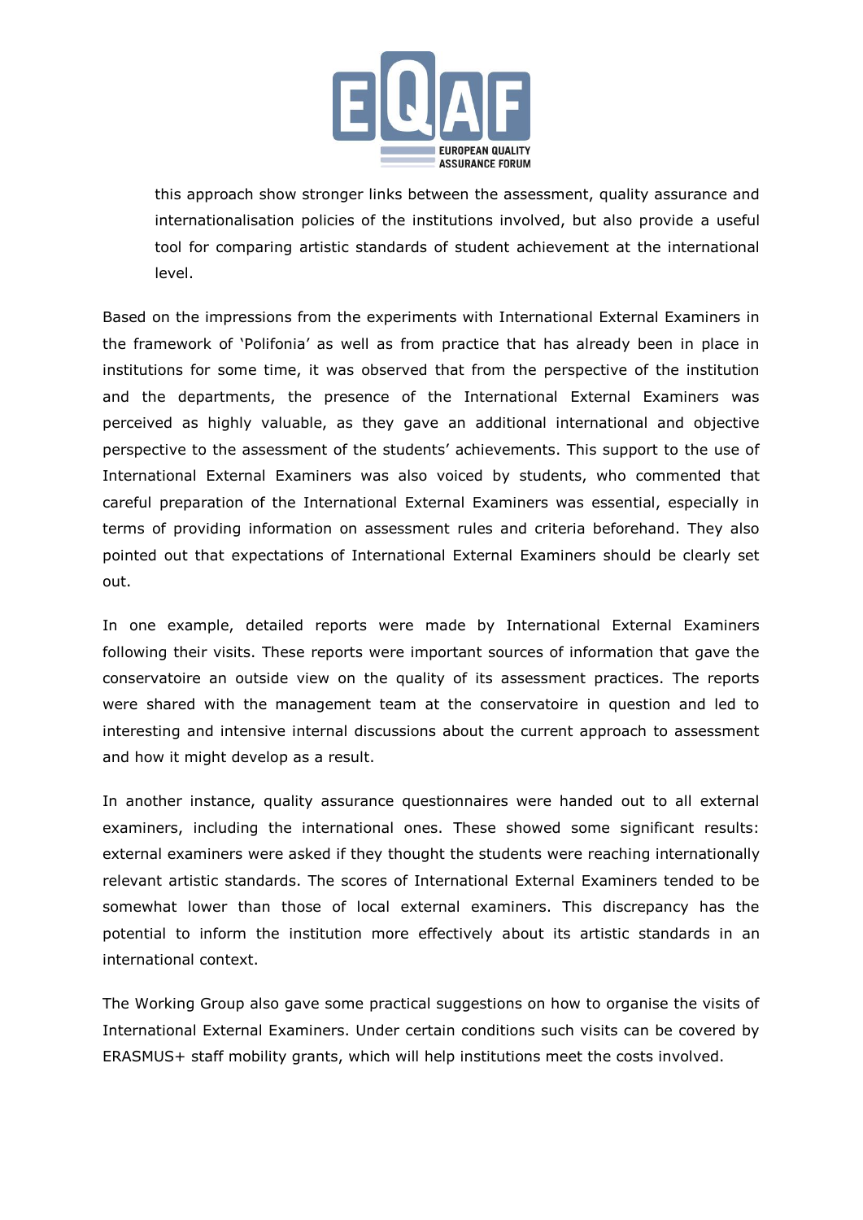this approach show stronger links between the assessment, quality assurance and internationalisation policies of the institutions involved, but also provide a useful tool for comparing artistic standards of student achievement at the international level.

Based on the impressions from the experiments with International External Examiners in the framework of 'Polifonia' as well as from practice that has already been in place in institutions for some time, it was observed that from the perspective of the institution and the departments, the presence of the International External Examiners was perceived as highly valuable, as they gave an additional international and objective perspective to the assessment of the students' achievements. This support to the use of International External Examiners was also voiced by students, who commented that careful preparation of the International External Examiners was essential, especially in terms of providing information on assessment rules and criteria beforehand. They also pointed out that expectations of International External Examiners should be clearly set out.

In one example, detailed reports were made by International External Examiners following their visits. These reports were important sources of information that gave the conservatoire an outside view on the quality of its assessment practices. The reports were shared with the management team at the conservatoire in question and led to interesting and intensive internal discussions about the current approach to assessment and how it might develop as a result.

In another instance, quality assurance questionnaires were handed out to all external examiners, including the international ones. These showed some significant results: external examiners were asked if they thought the students were reaching internationally relevant artistic standards. The scores of International External Examiners tended to be somewhat lower than those of local external examiners. This discrepancy has the potential to inform the institution more effectively about its artistic standards in an international context.

The Working Group also gave some practical suggestions on how to organise the visits of International External Examiners. Under certain conditions such visits can be covered by ERASMUS+ staff mobility grants, which will help institutions meet the costs involved.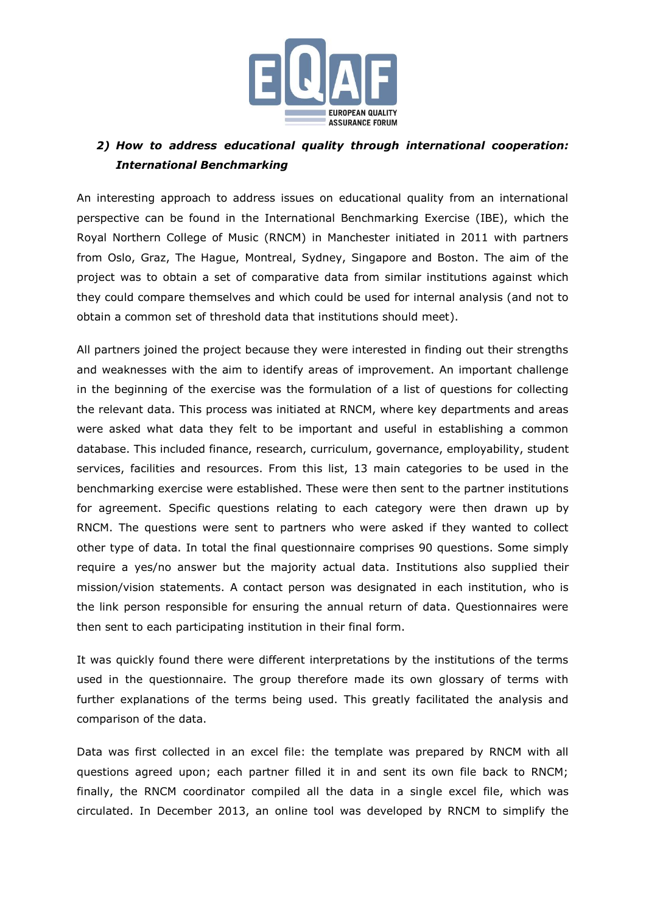## 2) How to address educational quality through international cooperation: International Benchmarking

An interesting approach to address issues on educational quality from an international perspective can be found in the International Benchmarking Exercise (IBE), which the Royal Northern College of Music (RNCM) in Manchester initiated in 2011 with partners from Oslo, Graz, The Hague, Montreal, Sydney, Singapore and Boston. The aim of the project was to obtain a set of comparative data from similar institutions against which they could compare themselves and which could be used for internal analysis (and not to obtain a common set of threshold data that institutions should meet).

All partners joined the project because they were interested in finding out their strengths and weaknesses with the aim to identify areas of improvement. An important challenge in the beginning of the exercise was the formulation of a list of questions for collecting the relevant data. This process was initiated at RNCM, where key departments and areas were asked what data they felt to be important and useful in establishing a common database. This included finance, research, curriculum, governance, employability, student services, facilities and resources. From this list, 13 main categories to be used in the benchmarking exercise were established. These were then sent to the partner institutions for agreement. Specific questions relating to each category were then drawn up by RNCM. The questions were sent to partners who were asked if they wanted to collect other type of data. In total the final questionnaire comprises 90 questions. Some simply require a yes/no answer but the majority actual data. Institutions also supplied their mission/vision statements. A contact person was designated in each institution, who is the link person responsible for ensuring the annual return of data. Questionnaires were then sent to each participating institution in their final form.

It was quickly found there were different interpretations by the institutions of the terms used in the questionnaire. The group therefore made its own glossary of terms with further explanations of the terms being used. This greatly facilitated the analysis and comparison of the data.

Data was first collected in an excel file: the template was prepared by RNCM with all questions agreed upon; each partner filled it in and sent its own file back to RNCM; finally, the RNCM coordinator compiled all the data in a single excel file, which was circulated. In December 2013, an online tool was developed by RNCM to simplify the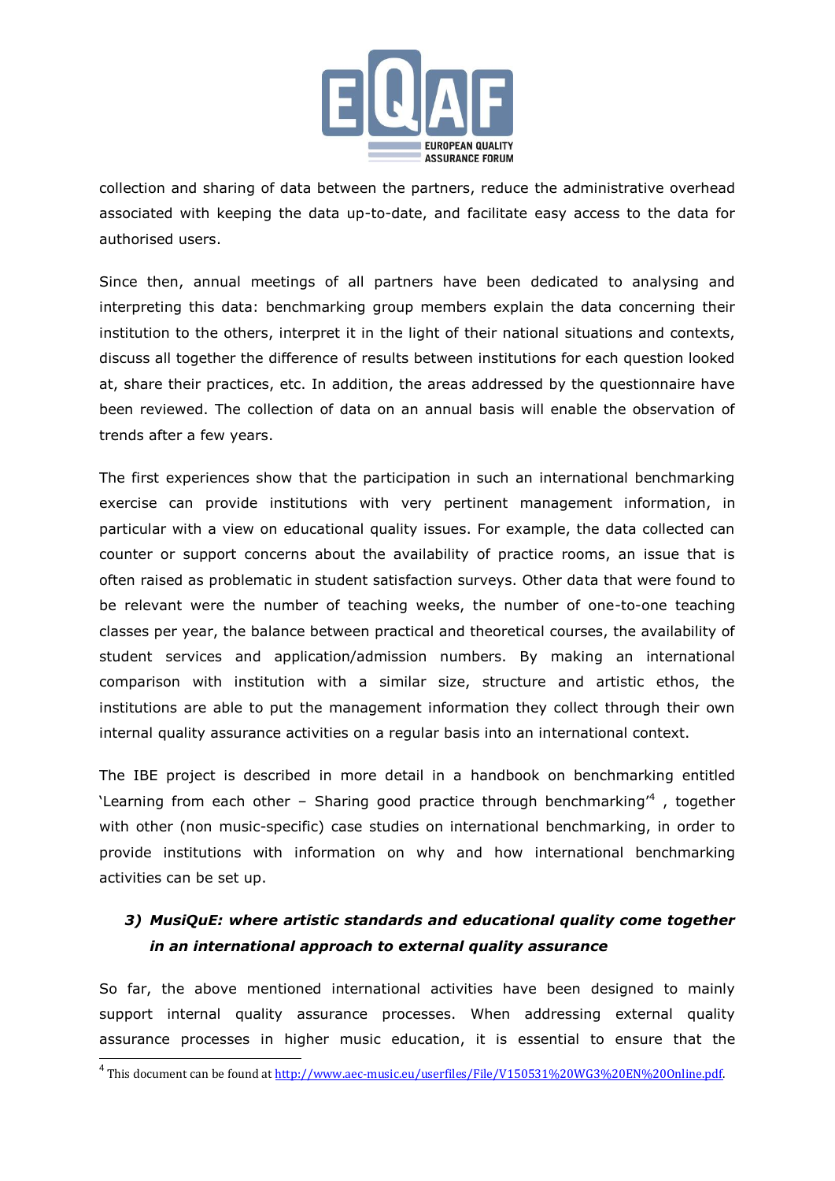collection and sharing of data between the partners, reduce the administrative overhead associated with keeping the data up-to-date, and facilitate easy access to the data for authorised users.

Since then, annual meetings of all partners have been dedicated to analysing and interpreting this data: benchmarking group members explain the data concerning their institution to the others, interpret it in the light of their national situations and contexts, discuss all together the difference of results between institutions for each question looked at, share their practices, etc. In addition, the areas addressed by the questionnaire have been reviewed. The collection of data on an annual basis will enable the observation of trends after a few years.

The first experiences show that the participation in such an international benchmarking exercise can provide institutions with very pertinent management information, in particular with a view on educational quality issues. For example, the data collected can counter or support concerns about the availability of practice rooms, an issue that is often raised as problematic in student satisfaction surveys. Other data that were found to be relevant were the number of teaching weeks, the number of one-to-one teaching classes per year, the balance between practical and theoretical courses, the availability of student services and application/admission numbers. By making an international comparison with institution with a similar size, structure and artistic ethos, the institutions are able to put the management information they collect through their own internal quality assurance activities on a regular basis into an international context.

The IBE project is described in more detail in a handbook on benchmarking entitled 'Learning from each other – Sharing good practice through benchmarking'[4] , together with other (non music-specific) case studies on international benchmarking, in order to provide institutions with information on why and how international benchmarking activities can be set up.

### *3) MusiQuE: where artistic standards and educational quality come together in an international approach to external quality assurance*

So far, the above mentioned international activities have been designed to mainly support internal quality assurance processes. When addressing external quality assurance processes in higher music education, it is essential to ensure that the

[4] This document can be found at http://www.aec-music.eu/userfiles/File/V150531%20WG3%20EN%20Online.pdf.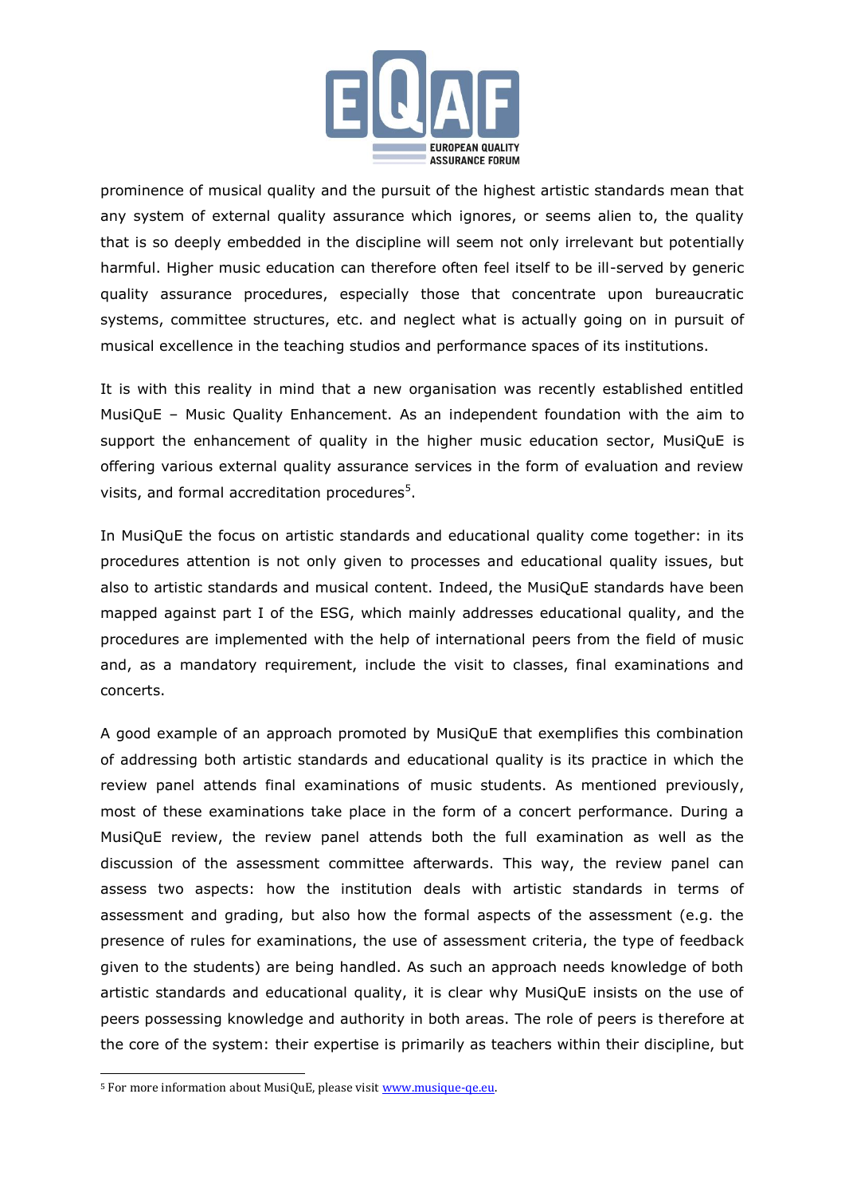prominence of musical quality and the pursuit of the highest artistic standards mean that any system of external quality assurance which ignores, or seems alien to, the quality that is so deeply embedded in the discipline will seem not only irrelevant but potentially harmful. Higher music education can therefore often feel itself to be ill-served by generic quality assurance procedures, especially those that concentrate upon bureaucratic systems, committee structures, etc. and neglect what is actually going on in pursuit of musical excellence in the teaching studios and performance spaces of its institutions.

It is with this reality in mind that a new organisation was recently established entitled MusiQuE – Music Quality Enhancement. As an independent foundation with the aim to support the enhancement of quality in the higher music education sector, MusiQuE is offering various external quality assurance services in the form of evaluation and review visits, and formal accreditation procedures[5].

In MusiQuE the focus on artistic standards and educational quality come together: in its procedures attention is not only given to processes and educational quality issues, but also to artistic standards and musical content. Indeed, the MusiQuE standards have been mapped against part I of the ESG, which mainly addresses educational quality, and the procedures are implemented with the help of international peers from the field of music and, as a mandatory requirement, include the visit to classes, final examinations and concerts.

A good example of an approach promoted by MusiQuE that exemplifies this combination of addressing both artistic standards and educational quality is its practice in which the review panel attends final examinations of music students. As mentioned previously, most of these examinations take place in the form of a concert performance. During a MusiQuE review, the review panel attends both the full examination as well as the discussion of the assessment committee afterwards. This way, the review panel can assess two aspects: how the institution deals with artistic standards in terms of assessment and grading, but also how the formal aspects of the assessment (e.g. the presence of rules for examinations, the use of assessment criteria, the type of feedback given to the students) are being handled. As such an approach needs knowledge of both artistic standards and educational quality, it is clear why MusiQuE insists on the use of peers possessing knowledge and authority in both areas. The role of peers is therefore at the core of the system: their expertise is primarily as teachers within their discipline, but

---

[5] For more information about MusiQuE, please visit [www.musique-qe.eu](http://www.musique-qe.eu).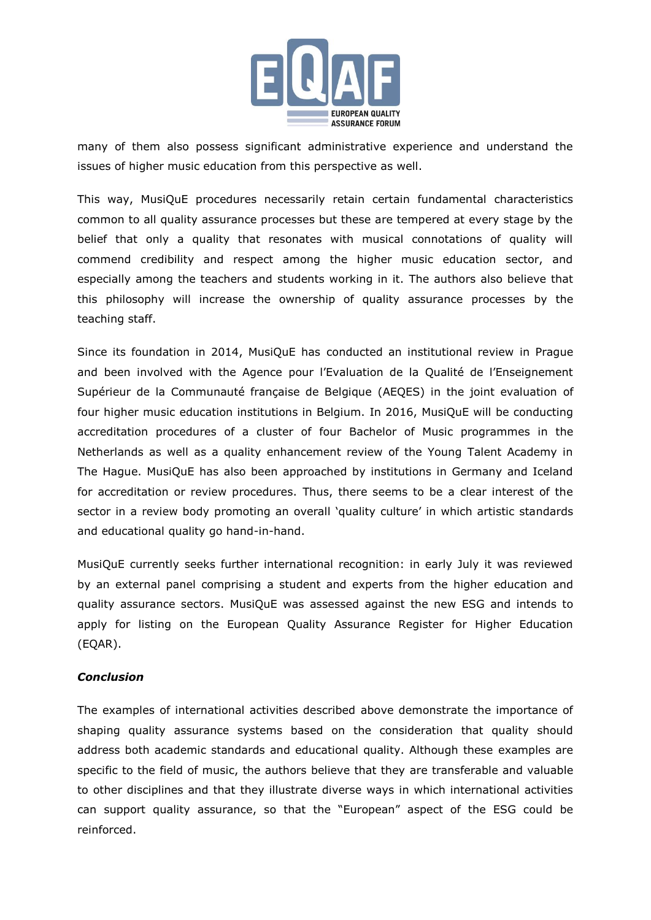many of them also possess significant administrative experience and understand the issues of higher music education from this perspective as well.

This way, MusiQuE procedures necessarily retain certain fundamental characteristics common to all quality assurance processes but these are tempered at every stage by the belief that only a quality that resonates with musical connotations of quality will commend credibility and respect among the higher music education sector, and especially among the teachers and students working in it. The authors also believe that this philosophy will increase the ownership of quality assurance processes by the teaching staff.

Since its foundation in 2014, MusiQuE has conducted an institutional review in Prague and been involved with the Agence pour l'Evaluation de la Qualité de l'Enseignement Supérieur de la Communauté française de Belgique (AEQES) in the joint evaluation of four higher music education institutions in Belgium. In 2016, MusiQuE will be conducting accreditation procedures of a cluster of four Bachelor of Music programmes in the Netherlands as well as a quality enhancement review of the Young Talent Academy in The Hague. MusiQuE has also been approached by institutions in Germany and Iceland for accreditation or review procedures. Thus, there seems to be a clear interest of the sector in a review body promoting an overall 'quality culture' in which artistic standards and educational quality go hand-in-hand.

MusiQuE currently seeks further international recognition: in early July it was reviewed by an external panel comprising a student and experts from the higher education and quality assurance sectors. MusiQuE was assessed against the new ESG and intends to apply for listing on the European Quality Assurance Register for Higher Education (EQAR).

***Conclusion***

The examples of international activities described above demonstrate the importance of shaping quality assurance systems based on the consideration that quality should address both academic standards and educational quality. Although these examples are specific to the field of music, the authors believe that they are transferable and valuable to other disciplines and that they illustrate diverse ways in which international activities can support quality assurance, so that the "European" aspect of the ESG could be reinforced.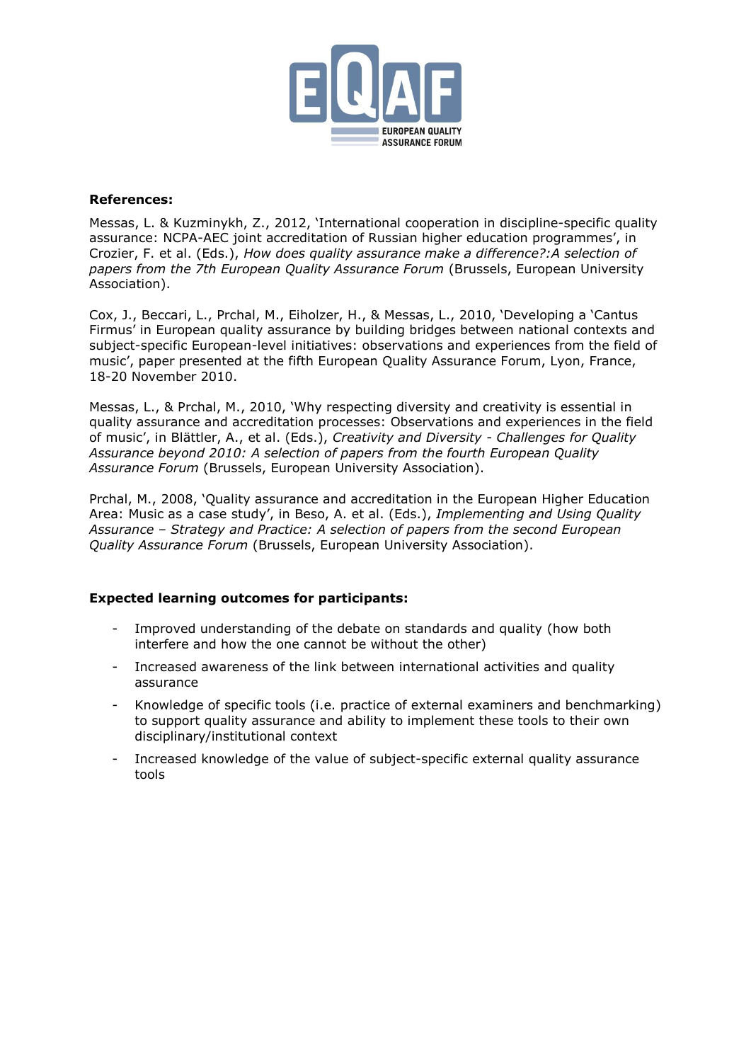**References:**

Messas, L. & Kuzminykh, Z., 2012, 'International cooperation in discipline-specific quality assurance: NCPA-AEC joint accreditation of Russian higher education programmes', in Crozier, F. et al. (Eds.), *How does quality assurance make a difference?:A selection of papers from the 7th European Quality Assurance Forum* (Brussels, European University Association).

Cox, J., Beccari, L., Prchal, M., Eiholzer, H., & Messas, L., 2010, 'Developing a 'Cantus Firmus' in European quality assurance by building bridges between national contexts and subject-specific European-level initiatives: observations and experiences from the field of music', paper presented at the fifth European Quality Assurance Forum, Lyon, France, 18-20 November 2010.

Messas, L., & Prchal, M., 2010, 'Why respecting diversity and creativity is essential in quality assurance and accreditation processes: Observations and experiences in the field of music', in Blättler, A., et al. (Eds.), *Creativity and Diversity - Challenges for Quality Assurance beyond 2010: A selection of papers from the fourth European Quality Assurance Forum* (Brussels, European University Association).

Prchal, M., 2008, 'Quality assurance and accreditation in the European Higher Education Area: Music as a case study', in Beso, A. et al. (Eds.), *Implementing and Using Quality Assurance – Strategy and Practice: A selection of papers from the second European Quality Assurance Forum* (Brussels, European University Association).

**Expected learning outcomes for participants:**

- Improved understanding of the debate on standards and quality (how both interfere and how the one cannot be without the other)
- Increased awareness of the link between international activities and quality assurance
- Knowledge of specific tools (i.e. practice of external examiners and benchmarking) to support quality assurance and ability to implement these tools to their own disciplinary/institutional context
- Increased knowledge of the value of subject-specific external quality assurance tools